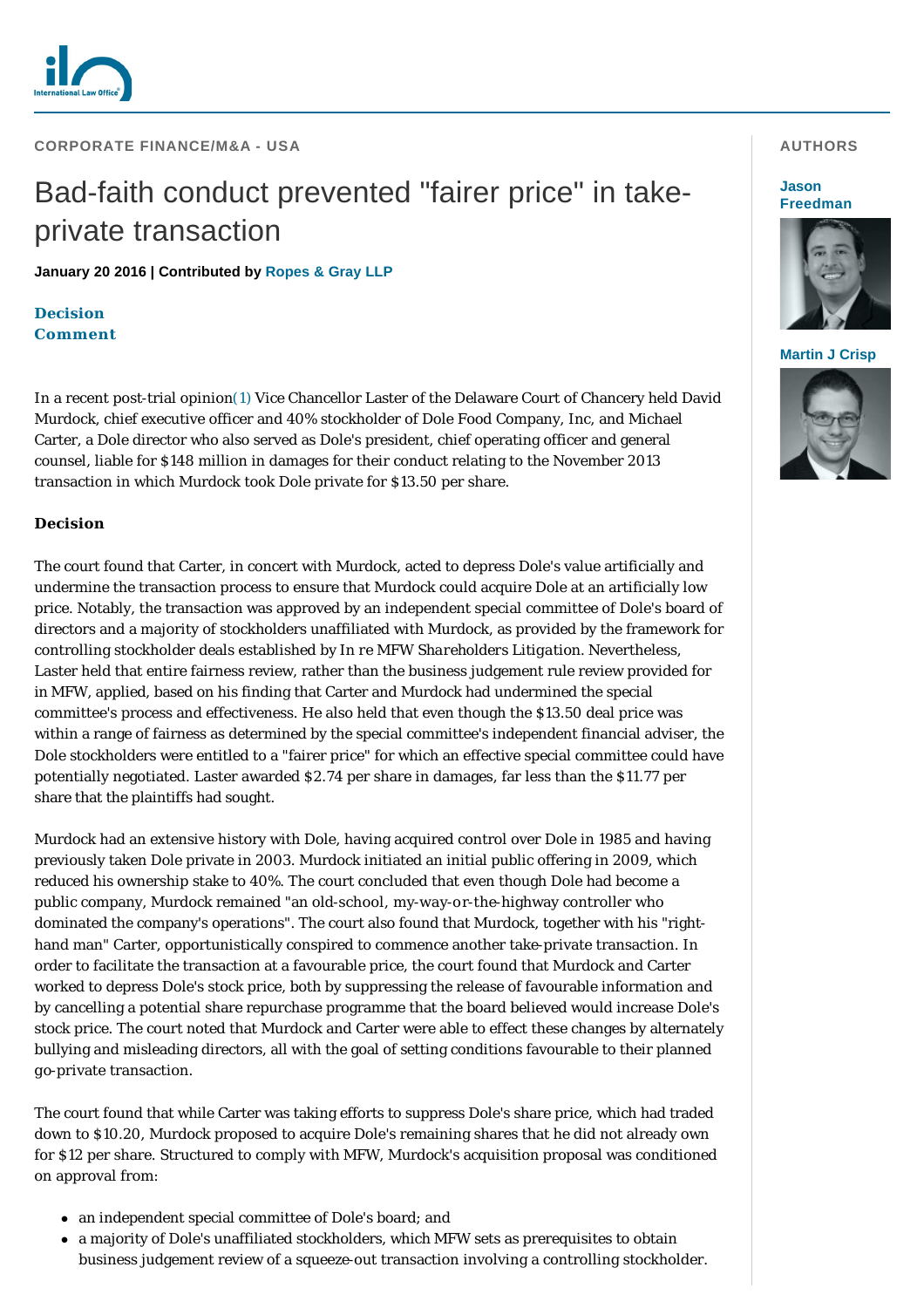CORPORATE FINANCE/M&A - USA

# Bad-faith conduct prevented "fairer price" in take-private transaction

**January 20 2016 | Contributed by Ropes & Gray LLP**

**Decision**
**Comment**

AUTHORS

**Jason Freedman**

**Martin J Crisp**

In a recent post-trial opinion(1) Vice Chancellor Laster of the Delaware Court of Chancery held David Murdock, chief executive officer and 40% stockholder of Dole Food Company, Inc, and Michael Carter, a Dole director who also served as Dole's president, chief operating officer and general counsel, liable for $148 million in damages for their conduct relating to the November 2013 transaction in which Murdock took Dole private for $13.50 per share.

## Decision

The court found that Carter, in concert with Murdock, acted to depress Dole's value artificially and undermine the transaction process to ensure that Murdock could acquire Dole at an artificially low price. Notably, the transaction was approved by an independent special committee of Dole's board of directors and a majority of stockholders unaffiliated with Murdock, as provided by the framework for controlling stockholder deals established by *In re MFW Shareholders Litigation*. Nevertheless, Laster held that entire fairness review, rather than the business judgement rule review provided for in MFW, applied, based on his finding that Carter and Murdock had undermined the special committee's process and effectiveness. He also held that even though the $13.50 deal price was within a range of fairness as determined by the special committee's independent financial adviser, the Dole stockholders were entitled to a "fairer price" for which an effective special committee could have potentially negotiated. Laster awarded $2.74 per share in damages, far less than the $11.77 per share that the plaintiffs had sought.

Murdock had an extensive history with Dole, having acquired control over Dole in 1985 and having previously taken Dole private in 2003. Murdock initiated an initial public offering in 2009, which reduced his ownership stake to 40%. The court concluded that even though Dole had become a public company, Murdock remained "an old-school, my-way-or-the-highway controller who dominated the company's operations". The court also found that Murdock, together with his "right-hand man" Carter, opportunistically conspired to commence another take-private transaction. In order to facilitate the transaction at a favourable price, the court found that Murdock and Carter worked to depress Dole's stock price, both by suppressing the release of favourable information and by cancelling a potential share repurchase programme that the board believed would increase Dole's stock price. The court noted that Murdock and Carter were able to effect these changes by alternately bullying and misleading directors, all with the goal of setting conditions favourable to their planned go-private transaction.

The court found that while Carter was taking efforts to suppress Dole's share price, which had traded down to $10.20, Murdock proposed to acquire Dole's remaining shares that he did not already own for $12 per share. Structured to comply with MFW, Murdock's acquisition proposal was conditioned on approval from:

- an independent special committee of Dole's board; and
- a majority of Dole's unaffiliated stockholders, which MFW sets as prerequisites to obtain business judgement review of a squeeze-out transaction involving a controlling stockholder.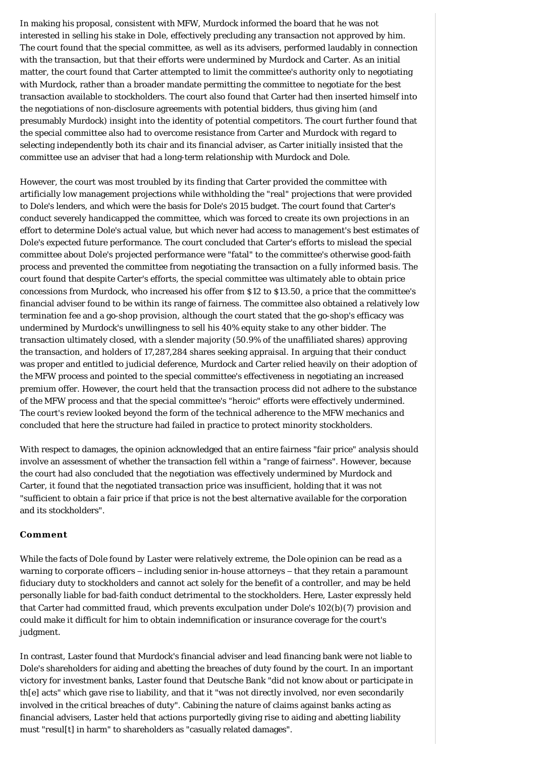In making his proposal, consistent with MFW, Murdock informed the board that he was not interested in selling his stake in Dole, effectively precluding any transaction not approved by him. The court found that the special committee, as well as its advisers, performed laudably in connection with the transaction, but that their efforts were undermined by Murdock and Carter. As an initial matter, the court found that Carter attempted to limit the committee's authority only to negotiating with Murdock, rather than a broader mandate permitting the committee to negotiate for the best transaction available to stockholders. The court also found that Carter had then inserted himself into the negotiations of non-disclosure agreements with potential bidders, thus giving him (and presumably Murdock) insight into the identity of potential competitors. The court further found that the special committee also had to overcome resistance from Carter and Murdock with regard to selecting independently both its chair and its financial adviser, as Carter initially insisted that the committee use an adviser that had a long-term relationship with Murdock and Dole.

However, the court was most troubled by its finding that Carter provided the committee with artificially low management projections while withholding the "real" projections that were provided to Dole's lenders, and which were the basis for Dole's 2015 budget. The court found that Carter's conduct severely handicapped the committee, which was forced to create its own projections in an effort to determine Dole's actual value, but which never had access to management's best estimates of Dole's expected future performance. The court concluded that Carter's efforts to mislead the special committee about Dole's projected performance were "fatal" to the committee's otherwise good-faith process and prevented the committee from negotiating the transaction on a fully informed basis. The court found that despite Carter's efforts, the special committee was ultimately able to obtain price concessions from Murdock, who increased his offer from $12 to $13.50, a price that the committee's financial adviser found to be within its range of fairness. The committee also obtained a relatively low termination fee and a go-shop provision, although the court stated that the go-shop's efficacy was undermined by Murdock's unwillingness to sell his 40% equity stake to any other bidder. The transaction ultimately closed, with a slender majority (50.9% of the unaffiliated shares) approving the transaction, and holders of 17,287,284 shares seeking appraisal. In arguing that their conduct was proper and entitled to judicial deference, Murdock and Carter relied heavily on their adoption of the MFW process and pointed to the special committee's effectiveness in negotiating an increased premium offer. However, the court held that the transaction process did not adhere to the substance of the MFW process and that the special committee's "heroic" efforts were effectively undermined. The court's review looked beyond the form of the technical adherence to the MFW mechanics and concluded that here the structure had failed in practice to protect minority stockholders.

With respect to damages, the opinion acknowledged that an entire fairness "fair price" analysis should involve an assessment of whether the transaction fell within a "range of fairness". However, because the court had also concluded that the negotiation was effectively undermined by Murdock and Carter, it found that the negotiated transaction price was insufficient, holding that it was not "sufficient to obtain a fair price if that price is not the best alternative available for the corporation and its stockholders".

### Comment

While the facts of Dole found by Laster were relatively extreme, the Dole opinion can be read as a warning to corporate officers – including senior in-house attorneys – that they retain a paramount fiduciary duty to stockholders and cannot act solely for the benefit of a controller, and may be held personally liable for bad-faith conduct detrimental to the stockholders. Here, Laster expressly held that Carter had committed fraud, which prevents exculpation under Dole's 102(b)(7) provision and could make it difficult for him to obtain indemnification or insurance coverage for the court's judgment.

In contrast, Laster found that Murdock's financial adviser and lead financing bank were not liable to Dole's shareholders for aiding and abetting the breaches of duty found by the court. In an important victory for investment banks, Laster found that Deutsche Bank "did not know about or participate in th[e] acts" which gave rise to liability, and that it "was not directly involved, nor even secondarily involved in the critical breaches of duty". Cabining the nature of claims against banks acting as financial advisers, Laster held that actions purportedly giving rise to aiding and abetting liability must "resul[t] in harm" to shareholders as "casually related damages".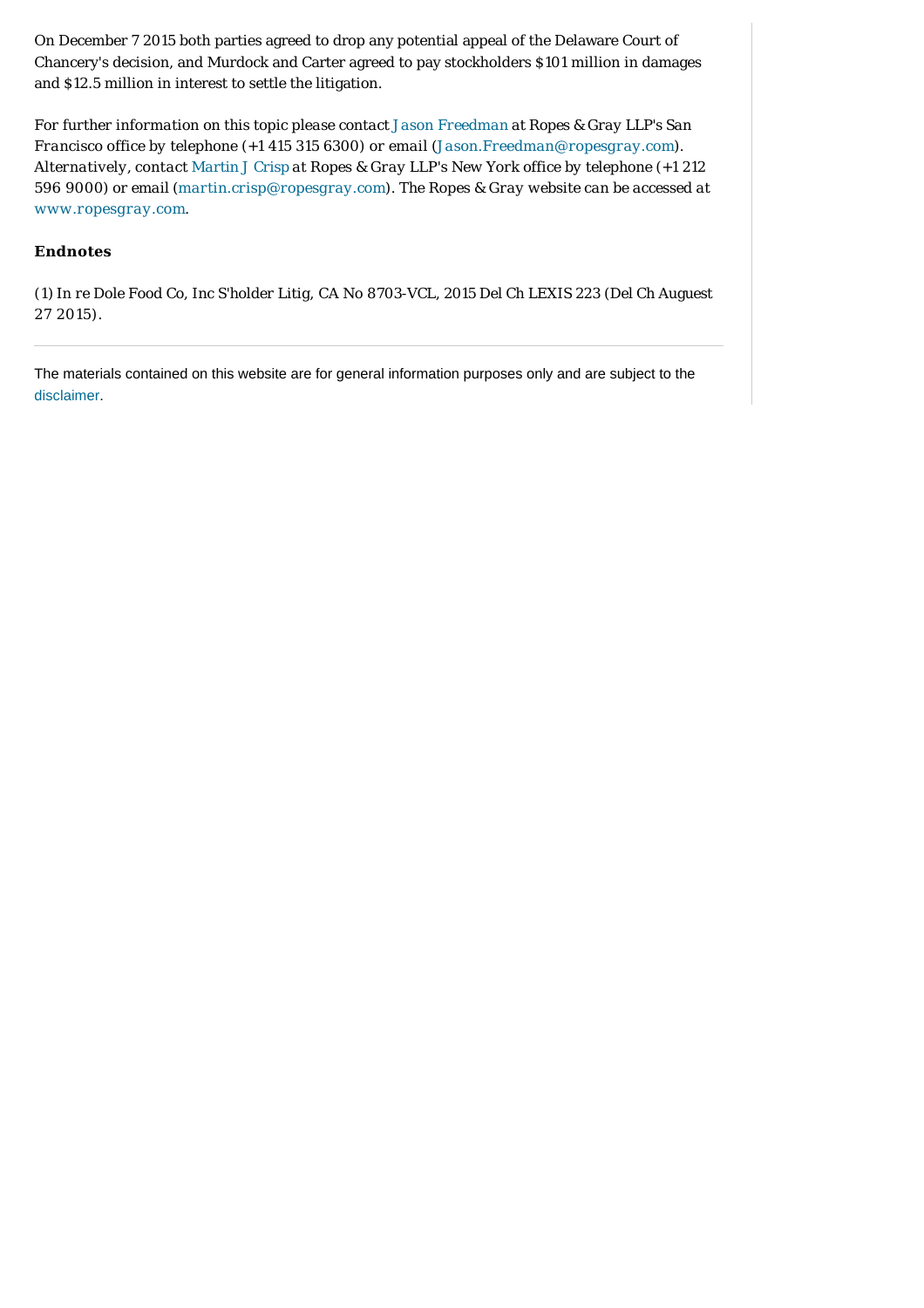On December 7 2015 both parties agreed to drop any potential appeal of the Delaware Court of Chancery's decision, and Murdock and Carter agreed to pay stockholders $101 million in damages and $12.5 million in interest to settle the litigation.

*For further information on this topic please contact [Jason Freedman](#) at Ropes & Gray LLP's San Francisco office by telephone (+1 415 315 6300) or email ([Jason.Freedman@ropesgray.com](mailto:Jason.Freedman@ropesgray.com)). Alternatively, contact [Martin J Crisp](#) at Ropes & Gray LLP's New York office by telephone (+1 212 596 9000) or email ([martin.crisp@ropesgray.com](mailto:martin.crisp@ropesgray.com)). The Ropes & Gray website can be accessed at [www.ropesgray.com](http://www.ropesgray.com).*

### Endnotes

(1) *In re Dole Food Co, Inc S'holder Litig*, CA No 8703-VCL, 2015 Del Ch LEXIS 223 (Del Ch Auguest 27 2015).

---

The materials contained on this website are for general information purposes only and are subject to the [disclaimer](#).